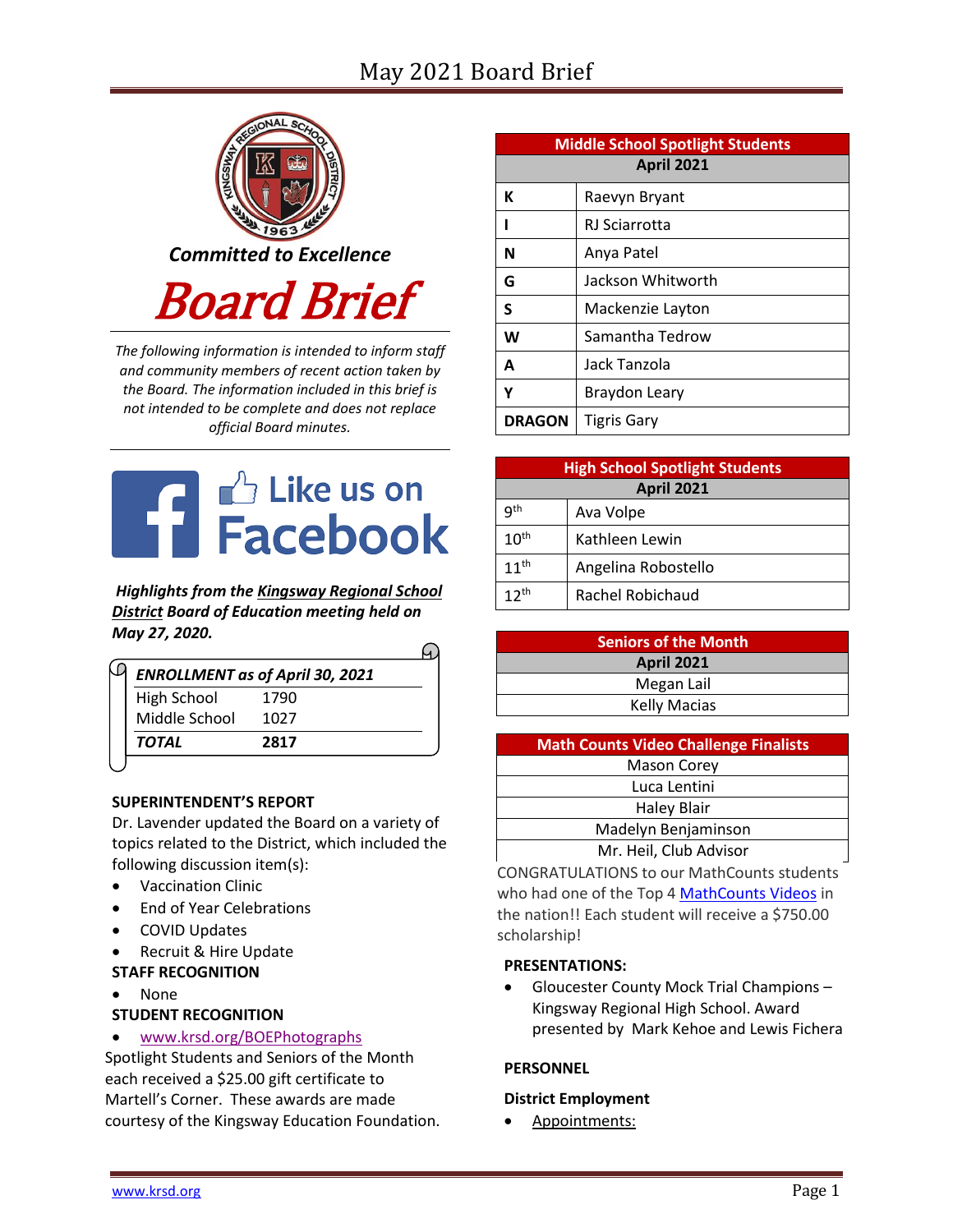# May 2021 Board Brief

*Committed to Excellence*

# Board Brief

*The following information is intended to inform staff and community members of recent action taken by the Board. The information included in this brief is not intended to be complete and does not replace official Board minutes.*

Like us on Facebook

***Highlights from the Kingsway Regional School District Board of Education meeting held on May 27, 2020.***

| *ENROLLMENT as of April 30, 2021* | |
|---|---|
| High School | 1790 |
| Middle School | 1027 |
| ***TOTAL*** | **2817** |

**SUPERINTENDENT'S REPORT**

Dr. Lavender updated the Board on a variety of topics related to the District, which included the following discussion item(s):

- Vaccination Clinic
- End of Year Celebrations
- COVID Updates
- Recruit & Hire Update

**STAFF RECOGNITION**

- None

**STUDENT RECOGNITION**

- www.krsd.org/BOEPhotographs

Spotlight Students and Seniors of the Month each received a $25.00 gift certificate to Martell's Corner. These awards are made courtesy of the Kingsway Education Foundation.

| Middle School Spotlight Students | |
|---|---|
| **April 2021** | |
| **K** | Raevyn Bryant |
| **I** | RJ Sciarrotta |
| **N** | Anya Patel |
| **G** | Jackson Whitworth |
| **S** | Mackenzie Layton |
| **W** | Samantha Tedrow |
| **A** | Jack Tanzola |
| **Y** | Braydon Leary |
| **DRAGON** | Tigris Gary |

| High School Spotlight Students | |
|---|---|
| **April 2021** | |
| 9th | Ava Volpe |
| 10th | Kathleen Lewin |
| 11th | Angelina Robostello |
| 12th | Rachel Robichaud |

| Seniors of the Month |
|---|
| **April 2021** |
| Megan Lail |
| Kelly Macias |

| Math Counts Video Challenge Finalists |
|---|
| Mason Corey |
| Luca Lentini |
| Haley Blair |
| Madelyn Benjaminson |
| Mr. Heil, Club Advisor |

CONGRATULATIONS to our MathCounts students who had one of the Top 4 MathCounts Videos in the nation!! Each student will receive a $750.00 scholarship!

**PRESENTATIONS:**

- Gloucester County Mock Trial Champions – Kingsway Regional High School. Award presented by Mark Kehoe and Lewis Fichera

**PERSONNEL**

**District Employment**

- Appointments: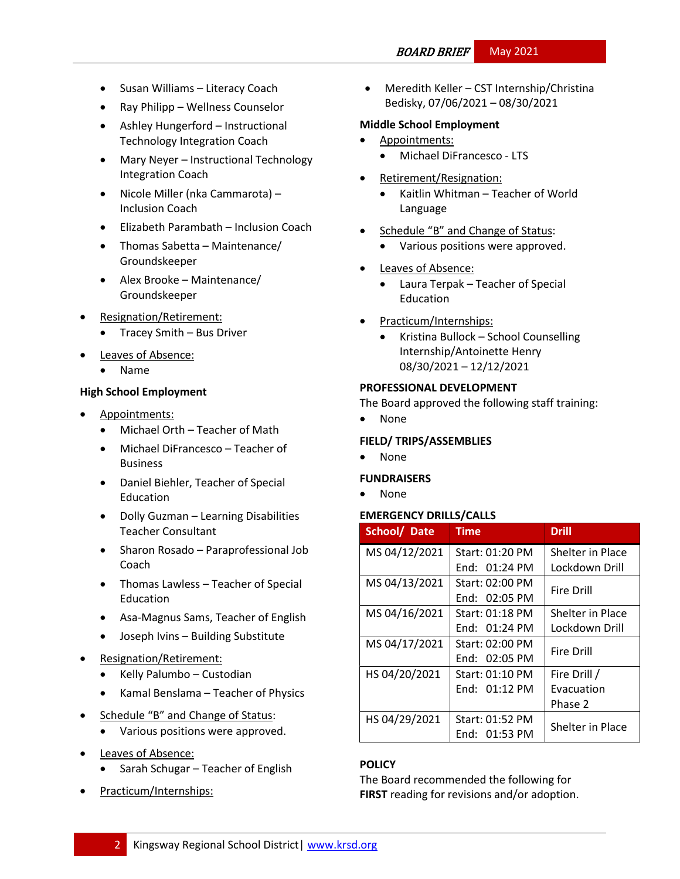- Susan Williams – Literacy Coach
  - Ray Philipp – Wellness Counselor
  - Ashley Hungerford – Instructional Technology Integration Coach
  - Mary Neyer – Instructional Technology Integration Coach
  - Nicole Miller (nka Cammarota) – Inclusion Coach
  - Elizabeth Parambath – Inclusion Coach
  - Thomas Sabetta – Maintenance/ Groundskeeper
  - Alex Brooke – Maintenance/ Groundskeeper
- Resignation/Retirement:
  - Tracey Smith – Bus Driver
- Leaves of Absence:
  - Name

**High School Employment**

- Appointments:
  - Michael Orth – Teacher of Math
  - Michael DiFrancesco – Teacher of Business
  - Daniel Biehler, Teacher of Special Education
  - Dolly Guzman – Learning Disabilities Teacher Consultant
  - Sharon Rosado – Paraprofessional Job Coach
  - Thomas Lawless – Teacher of Special Education
  - Asa-Magnus Sams, Teacher of English
  - Joseph Ivins – Building Substitute
- Resignation/Retirement:
  - Kelly Palumbo – Custodian
  - Kamal Benslama – Teacher of Physics
- Schedule "B" and Change of Status:
  - Various positions were approved.
- Leaves of Absence:
  - Sarah Schugar – Teacher of English
- Practicum/Internships:
  - Meredith Keller – CST Internship/Christina Bedisky, 07/06/2021 – 08/30/2021

**Middle School Employment**

- Appointments:
  - Michael DiFrancesco - LTS
- Retirement/Resignation:
  - Kaitlin Whitman – Teacher of World Language
- Schedule "B" and Change of Status:
  - Various positions were approved.
- Leaves of Absence:
  - Laura Terpak – Teacher of Special Education
- Practicum/Internships:
  - Kristina Bullock – School Counselling Internship/Antoinette Henry 08/30/2021 – 12/12/2021

**PROFESSIONAL DEVELOPMENT**

The Board approved the following staff training:

- None

**FIELD/ TRIPS/ASSEMBLIES**

- None

**FUNDRAISERS**

- None

**EMERGENCY DRILLS/CALLS**

| School/ Date | Time | Drill |
|---|---|---|
| MS 04/12/2021 | Start: 01:20 PM End: 01:24 PM | Shelter in Place Lockdown Drill |
| MS 04/13/2021 | Start: 02:00 PM End: 02:05 PM | Fire Drill |
| MS 04/16/2021 | Start: 01:18 PM End: 01:24 PM | Shelter in Place Lockdown Drill |
| MS 04/17/2021 | Start: 02:00 PM End: 02:05 PM | Fire Drill |
| HS 04/20/2021 | Start: 01:10 PM End: 01:12 PM | Fire Drill / Evacuation Phase 2 |
| HS 04/29/2021 | Start: 01:52 PM End: 01:53 PM | Shelter in Place |

**POLICY**

The Board recommended the following for **FIRST** reading for revisions and/or adoption.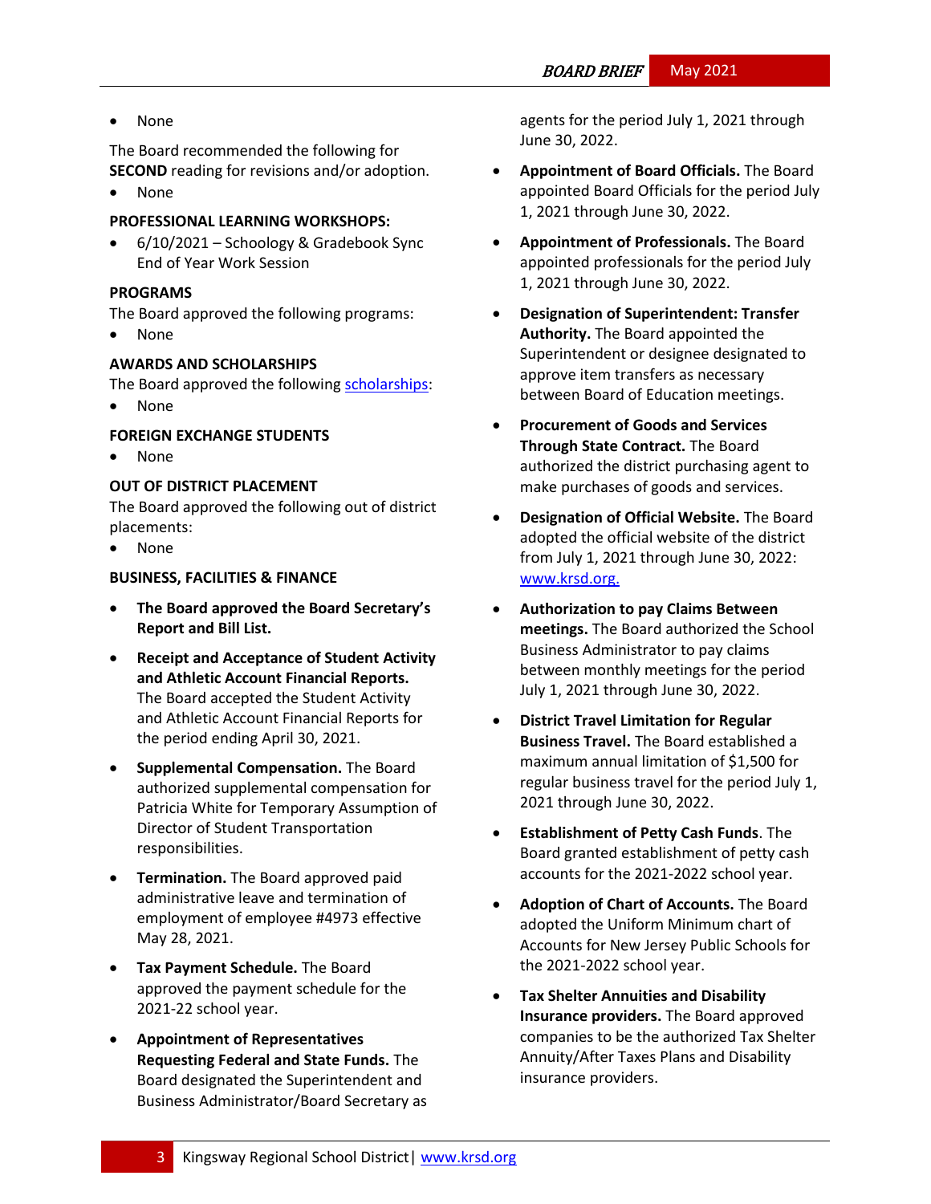- None

The Board recommended the following for **SECOND** reading for revisions and/or adoption.

- None

**PROFESSIONAL LEARNING WORKSHOPS:**

- 6/10/2021 – Schoology & Gradebook Sync End of Year Work Session

**PROGRAMS**

The Board approved the following programs:

- None

**AWARDS AND SCHOLARSHIPS**

The Board approved the following scholarships:

- None

**FOREIGN EXCHANGE STUDENTS**

- None

**OUT OF DISTRICT PLACEMENT**

The Board approved the following out of district placements:

- None

**BUSINESS, FACILITIES & FINANCE**

- **The Board approved the Board Secretary's Report and Bill List.**
- **Receipt and Acceptance of Student Activity and Athletic Account Financial Reports.** The Board accepted the Student Activity and Athletic Account Financial Reports for the period ending April 30, 2021.
- **Supplemental Compensation.** The Board authorized supplemental compensation for Patricia White for Temporary Assumption of Director of Student Transportation responsibilities.
- **Termination.** The Board approved paid administrative leave and termination of employment of employee #4973 effective May 28, 2021.
- **Tax Payment Schedule.** The Board approved the payment schedule for the 2021-22 school year.
- **Appointment of Representatives Requesting Federal and State Funds.** The Board designated the Superintendent and Business Administrator/Board Secretary as agents for the period July 1, 2021 through June 30, 2022.
- **Appointment of Board Officials.** The Board appointed Board Officials for the period July 1, 2021 through June 30, 2022.
- **Appointment of Professionals.** The Board appointed professionals for the period July 1, 2021 through June 30, 2022.
- **Designation of Superintendent: Transfer Authority.** The Board appointed the Superintendent or designee designated to approve item transfers as necessary between Board of Education meetings.
- **Procurement of Goods and Services Through State Contract.** The Board authorized the district purchasing agent to make purchases of goods and services.
- **Designation of Official Website.** The Board adopted the official website of the district from July 1, 2021 through June 30, 2022: www.krsd.org.
- **Authorization to pay Claims Between meetings.** The Board authorized the School Business Administrator to pay claims between monthly meetings for the period July 1, 2021 through June 30, 2022.
- **District Travel Limitation for Regular Business Travel.** The Board established a maximum annual limitation of $1,500 for regular business travel for the period July 1, 2021 through June 30, 2022.
- **Establishment of Petty Cash Funds**. The Board granted establishment of petty cash accounts for the 2021-2022 school year.
- **Adoption of Chart of Accounts.** The Board adopted the Uniform Minimum chart of Accounts for New Jersey Public Schools for the 2021-2022 school year.
- **Tax Shelter Annuities and Disability Insurance providers.** The Board approved companies to be the authorized Tax Shelter Annuity/After Taxes Plans and Disability insurance providers.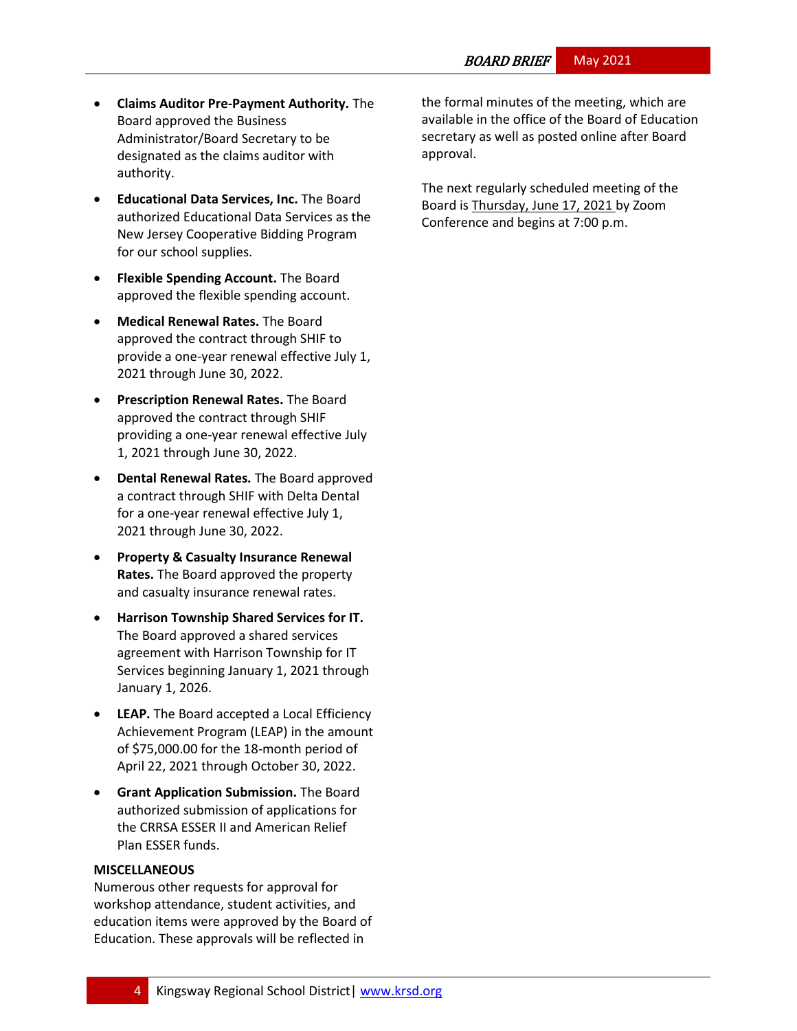- **Claims Auditor Pre-Payment Authority.** The Board approved the Business Administrator/Board Secretary to be designated as the claims auditor with authority.
- **Educational Data Services, Inc.** The Board authorized Educational Data Services as the New Jersey Cooperative Bidding Program for our school supplies.
- **Flexible Spending Account.** The Board approved the flexible spending account.
- **Medical Renewal Rates.** The Board approved the contract through SHIF to provide a one-year renewal effective July 1, 2021 through June 30, 2022.
- **Prescription Renewal Rates.** The Board approved the contract through SHIF providing a one-year renewal effective July 1, 2021 through June 30, 2022.
- **Dental Renewal Rates.** The Board approved a contract through SHIF with Delta Dental for a one-year renewal effective July 1, 2021 through June 30, 2022.
- **Property & Casualty Insurance Renewal Rates.** The Board approved the property and casualty insurance renewal rates.
- **Harrison Township Shared Services for IT.** The Board approved a shared services agreement with Harrison Township for IT Services beginning January 1, 2021 through January 1, 2026.
- **LEAP.** The Board accepted a Local Efficiency Achievement Program (LEAP) in the amount of $75,000.00 for the 18-month period of April 22, 2021 through October 30, 2022.
- **Grant Application Submission.** The Board authorized submission of applications for the CRRSA ESSER II and American Relief Plan ESSER funds.

**MISCELLANEOUS**

Numerous other requests for approval for workshop attendance, student activities, and education items were approved by the Board of Education. These approvals will be reflected in the formal minutes of the meeting, which are available in the office of the Board of Education secretary as well as posted online after Board approval.

The next regularly scheduled meeting of the Board is Thursday, June 17, 2021 by Zoom Conference and begins at 7:00 p.m.